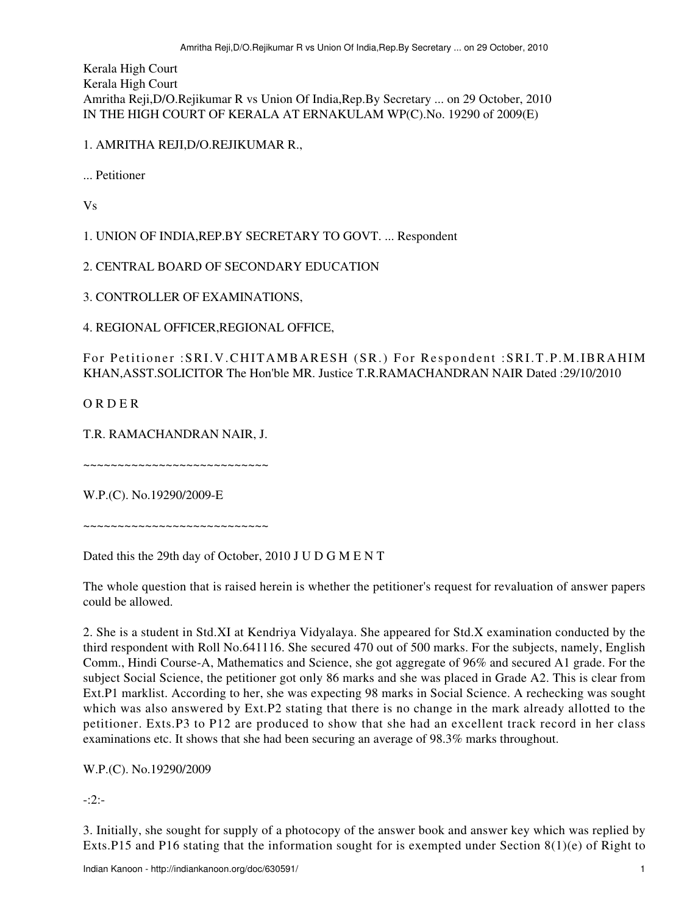Kerala High Court
Kerala High Court
Amritha Reji,D/O.Rejikumar R vs Union Of India,Rep.By Secretary ... on 29 October, 2010
IN THE HIGH COURT OF KERALA AT ERNAKULAM WP(C).No. 19290 of 2009(E)

1. AMRITHA REJI,D/O.REJIKUMAR R.,

... Petitioner

Vs

1. UNION OF INDIA,REP.BY SECRETARY TO GOVT. ... Respondent

2. CENTRAL BOARD OF SECONDARY EDUCATION

3. CONTROLLER OF EXAMINATIONS,

4. REGIONAL OFFICER,REGIONAL OFFICE,

For Petitioner :SRI.V.CHITAMBARESH (SR.) For Respondent :SRI.T.P.M.IBRAHIM KHAN,ASST.SOLICITOR The Hon'ble MR. Justice T.R.RAMACHANDRAN NAIR Dated :29/10/2010

O R D E R

T.R. RAMACHANDRAN NAIR, J.

~~~~~~~~~~~~~~~~~~~~~~~~~~~

W.P.(C). No.19290/2009-E

~~~~~~~~~~~~~~~~~~~~~~~~~~~

Dated this the 29th day of October, 2010 J U D G M E N T

The whole question that is raised herein is whether the petitioner's request for revaluation of answer papers could be allowed.

2. She is a student in Std.XI at Kendriya Vidyalaya. She appeared for Std.X examination conducted by the third respondent with Roll No.641116. She secured 470 out of 500 marks. For the subjects, namely, English Comm., Hindi Course-A, Mathematics and Science, she got aggregate of 96% and secured A1 grade. For the subject Social Science, the petitioner got only 86 marks and she was placed in Grade A2. This is clear from Ext.P1 marklist. According to her, she was expecting 98 marks in Social Science. A rechecking was sought which was also answered by Ext.P2 stating that there is no change in the mark already allotted to the petitioner. Exts.P3 to P12 are produced to show that she had an excellent track record in her class examinations etc. It shows that she had been securing an average of 98.3% marks throughout.

W.P.(C). No.19290/2009

-:2:-

3. Initially, she sought for supply of a photocopy of the answer book and answer key which was replied by Exts.P15 and P16 stating that the information sought for is exempted under Section 8(1)(e) of Right to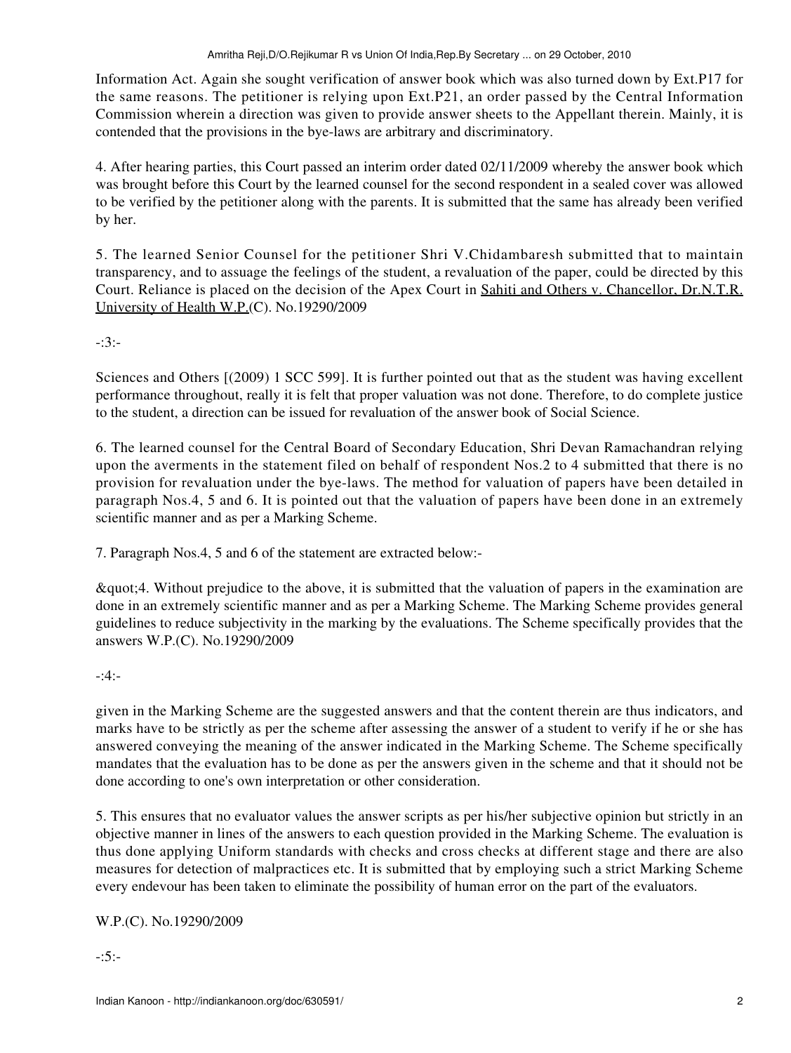Information Act. Again she sought verification of answer book which was also turned down by Ext.P17 for the same reasons. The petitioner is relying upon Ext.P21, an order passed by the Central Information Commission wherein a direction was given to provide answer sheets to the Appellant therein. Mainly, it is contended that the provisions in the bye-laws are arbitrary and discriminatory.

4. After hearing parties, this Court passed an interim order dated 02/11/2009 whereby the answer book which was brought before this Court by the learned counsel for the second respondent in a sealed cover was allowed to be verified by the petitioner along with the parents. It is submitted that the same has already been verified by her.

5. The learned Senior Counsel for the petitioner Shri V.Chidambaresh submitted that to maintain transparency, and to assuage the feelings of the student, a revaluation of the paper, could be directed by this Court. Reliance is placed on the decision of the Apex Court in Sahiti and Others v. Chancellor, Dr.N.T.R. University of Health W.P.(C). No.19290/2009

-:3:-

Sciences and Others [(2009) 1 SCC 599]. It is further pointed out that as the student was having excellent performance throughout, really it is felt that proper valuation was not done. Therefore, to do complete justice to the student, a direction can be issued for revaluation of the answer book of Social Science.

6. The learned counsel for the Central Board of Secondary Education, Shri Devan Ramachandran relying upon the averments in the statement filed on behalf of respondent Nos.2 to 4 submitted that there is no provision for revaluation under the bye-laws. The method for valuation of papers have been detailed in paragraph Nos.4, 5 and 6. It is pointed out that the valuation of papers have been done in an extremely scientific manner and as per a Marking Scheme.

7. Paragraph Nos.4, 5 and 6 of the statement are extracted below:-

&quot;4. Without prejudice to the above, it is submitted that the valuation of papers in the examination are done in an extremely scientific manner and as per a Marking Scheme. The Marking Scheme provides general guidelines to reduce subjectivity in the marking by the evaluations. The Scheme specifically provides that the answers W.P.(C). No.19290/2009

-:4:-

given in the Marking Scheme are the suggested answers and that the content therein are thus indicators, and marks have to be strictly as per the scheme after assessing the answer of a student to verify if he or she has answered conveying the meaning of the answer indicated in the Marking Scheme. The Scheme specifically mandates that the evaluation has to be done as per the answers given in the scheme and that it should not be done according to one's own interpretation or other consideration.

5. This ensures that no evaluator values the answer scripts as per his/her subjective opinion but strictly in an objective manner in lines of the answers to each question provided in the Marking Scheme. The evaluation is thus done applying Uniform standards with checks and cross checks at different stage and there are also measures for detection of malpractices etc. It is submitted that by employing such a strict Marking Scheme every endevour has been taken to eliminate the possibility of human error on the part of the evaluators.

W.P.(C). No.19290/2009

-:5:-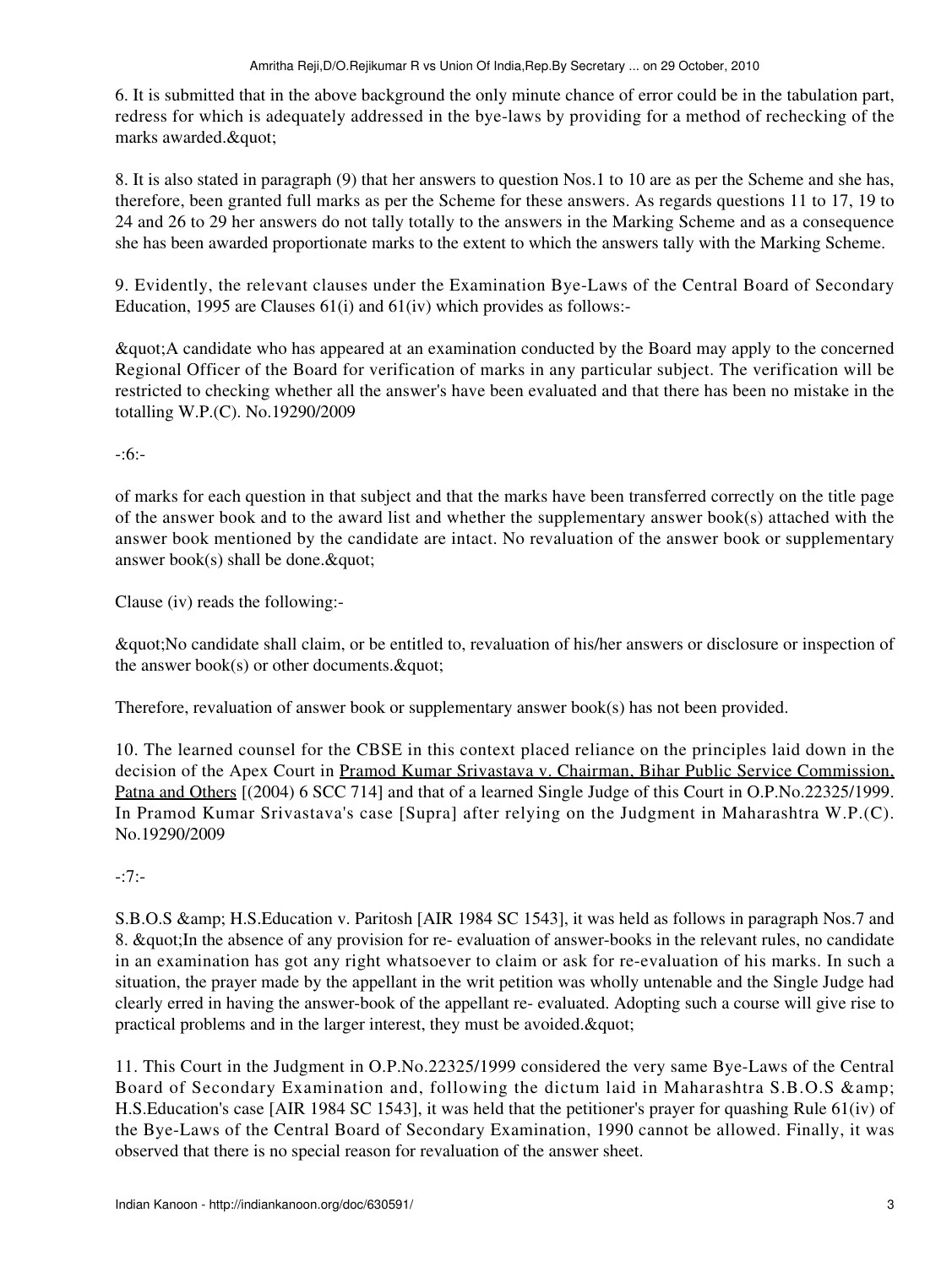6. It is submitted that in the above background the only minute chance of error could be in the tabulation part, redress for which is adequately addressed in the bye-laws by providing for a method of rechecking of the marks awarded.&quot;

8. It is also stated in paragraph (9) that her answers to question Nos.1 to 10 are as per the Scheme and she has, therefore, been granted full marks as per the Scheme for these answers. As regards questions 11 to 17, 19 to 24 and 26 to 29 her answers do not tally totally to the answers in the Marking Scheme and as a consequence she has been awarded proportionate marks to the extent to which the answers tally with the Marking Scheme.

9. Evidently, the relevant clauses under the Examination Bye-Laws of the Central Board of Secondary Education, 1995 are Clauses 61(i) and 61(iv) which provides as follows:-

&quot;A candidate who has appeared at an examination conducted by the Board may apply to the concerned Regional Officer of the Board for verification of marks in any particular subject. The verification will be restricted to checking whether all the answer's have been evaluated and that there has been no mistake in the totalling W.P.(C). No.19290/2009

-:6:-

of marks for each question in that subject and that the marks have been transferred correctly on the title page of the answer book and to the award list and whether the supplementary answer book(s) attached with the answer book mentioned by the candidate are intact. No revaluation of the answer book or supplementary answer book(s) shall be done.&quot;

Clause (iv) reads the following:-

&quot;No candidate shall claim, or be entitled to, revaluation of his/her answers or disclosure or inspection of the answer book(s) or other documents.&quot;

Therefore, revaluation of answer book or supplementary answer book(s) has not been provided.

10. The learned counsel for the CBSE in this context placed reliance on the principles laid down in the decision of the Apex Court in Pramod Kumar Srivastava v. Chairman, Bihar Public Service Commission, Patna and Others [(2004) 6 SCC 714] and that of a learned Single Judge of this Court in O.P.No.22325/1999. In Pramod Kumar Srivastava's case [Supra] after relying on the Judgment in Maharashtra W.P.(C). No.19290/2009

-:7:-

S.B.O.S &amp; H.S.Education v. Paritosh [AIR 1984 SC 1543], it was held as follows in paragraph Nos.7 and 8. &quot;In the absence of any provision for re- evaluation of answer-books in the relevant rules, no candidate in an examination has got any right whatsoever to claim or ask for re-evaluation of his marks. In such a situation, the prayer made by the appellant in the writ petition was wholly untenable and the Single Judge had clearly erred in having the answer-book of the appellant re- evaluated. Adopting such a course will give rise to practical problems and in the larger interest, they must be avoided.&quot;

11. This Court in the Judgment in O.P.No.22325/1999 considered the very same Bye-Laws of the Central Board of Secondary Examination and, following the dictum laid in Maharashtra S.B.O.S &amp; H.S.Education's case [AIR 1984 SC 1543], it was held that the petitioner's prayer for quashing Rule 61(iv) of the Bye-Laws of the Central Board of Secondary Examination, 1990 cannot be allowed. Finally, it was observed that there is no special reason for revaluation of the answer sheet.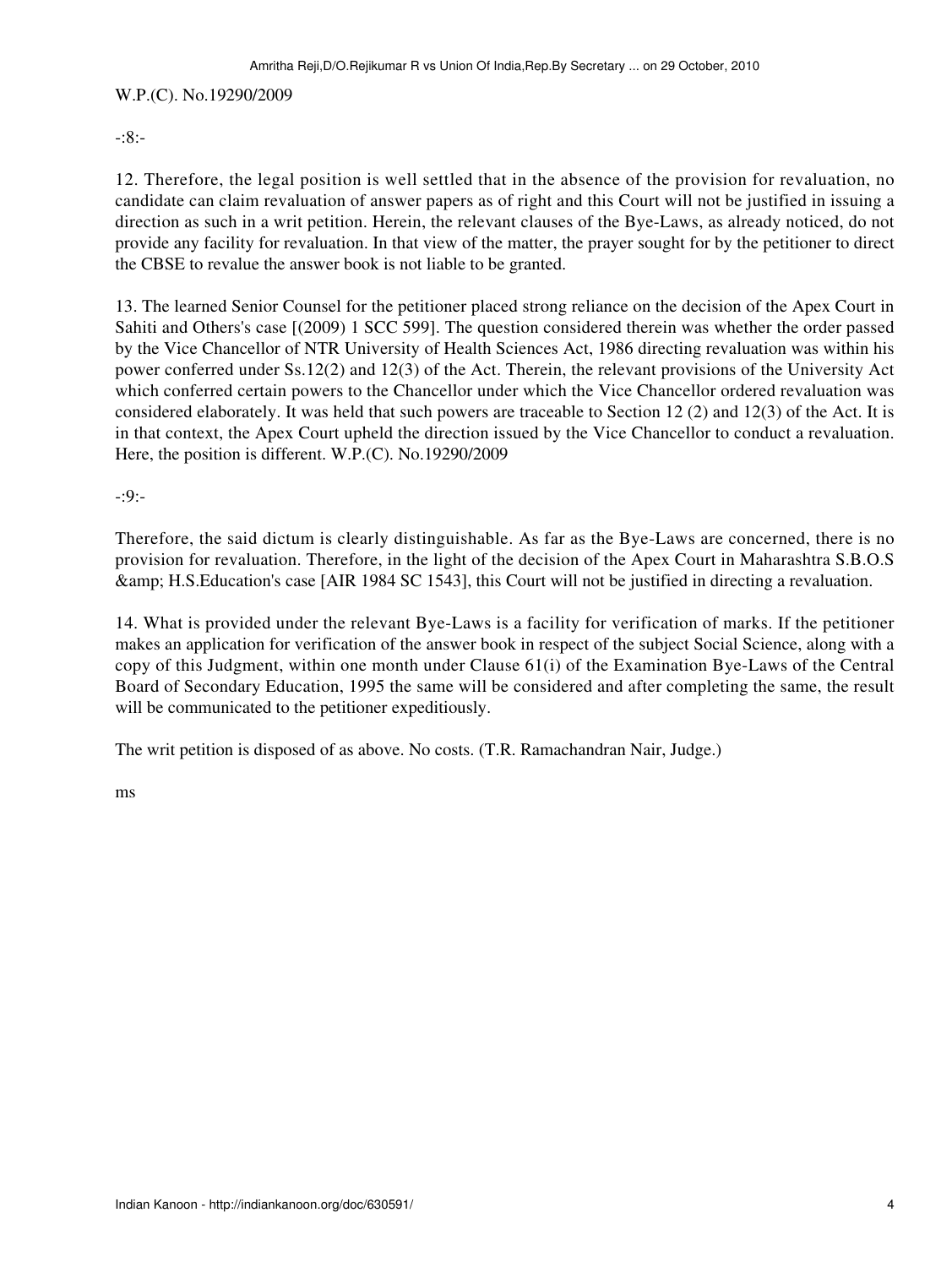W.P.(C). No.19290/2009

-:8:-

12. Therefore, the legal position is well settled that in the absence of the provision for revaluation, no candidate can claim revaluation of answer papers as of right and this Court will not be justified in issuing a direction as such in a writ petition. Herein, the relevant clauses of the Bye-Laws, as already noticed, do not provide any facility for revaluation. In that view of the matter, the prayer sought for by the petitioner to direct the CBSE to revalue the answer book is not liable to be granted.

13. The learned Senior Counsel for the petitioner placed strong reliance on the decision of the Apex Court in Sahiti and Others's case [(2009) 1 SCC 599]. The question considered therein was whether the order passed by the Vice Chancellor of NTR University of Health Sciences Act, 1986 directing revaluation was within his power conferred under Ss.12(2) and 12(3) of the Act. Therein, the relevant provisions of the University Act which conferred certain powers to the Chancellor under which the Vice Chancellor ordered revaluation was considered elaborately. It was held that such powers are traceable to Section 12 (2) and 12(3) of the Act. It is in that context, the Apex Court upheld the direction issued by the Vice Chancellor to conduct a revaluation. Here, the position is different. W.P.(C). No.19290/2009

-:9:-

Therefore, the said dictum is clearly distinguishable. As far as the Bye-Laws are concerned, there is no provision for revaluation. Therefore, in the light of the decision of the Apex Court in Maharashtra S.B.O.S &amp; H.S.Education's case [AIR 1984 SC 1543], this Court will not be justified in directing a revaluation.

14. What is provided under the relevant Bye-Laws is a facility for verification of marks. If the petitioner makes an application for verification of the answer book in respect of the subject Social Science, along with a copy of this Judgment, within one month under Clause 61(i) of the Examination Bye-Laws of the Central Board of Secondary Education, 1995 the same will be considered and after completing the same, the result will be communicated to the petitioner expeditiously.

The writ petition is disposed of as above. No costs. (T.R. Ramachandran Nair, Judge.)

ms